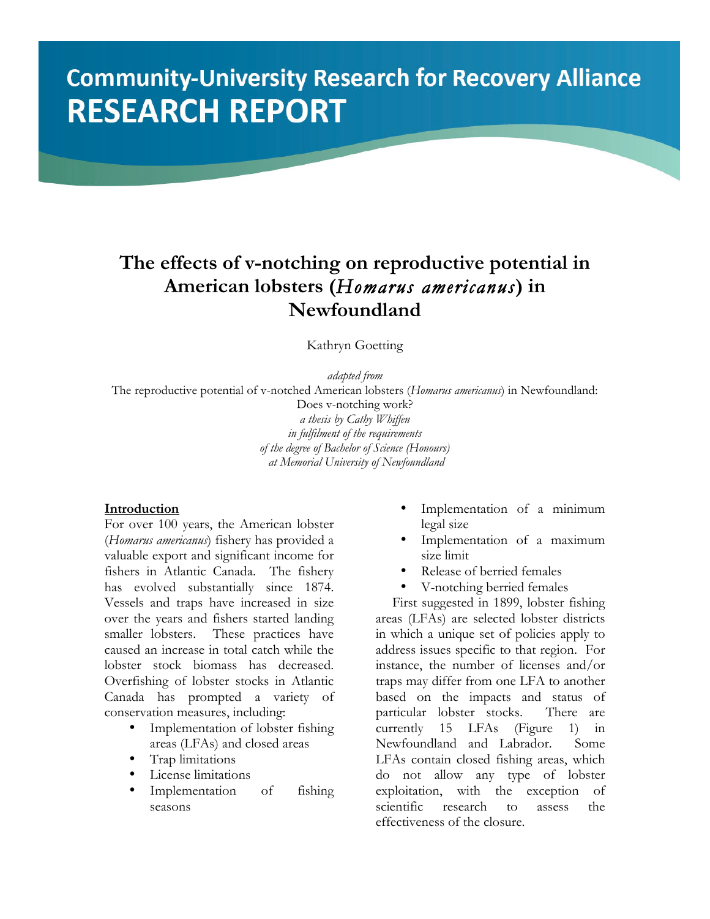# Community-University Research for Recovery Alliance RESEARCH REPORT

## The effects of v-notching on reproductive potential in American lobsters (*Homarus americanus*) in Newfoundland

Kathryn Goetting

*adapted from*
The reproductive potential of v-notched American lobsters (*Homarus americanus*) in Newfoundland: Does v-notching work?
*a thesis by Cathy Whiffen*
*in fulfilment of the requirements*
*of the degree of Bachelor of Science (Honours)*
*at Memorial University of Newfoundland*

### Introduction

For over 100 years, the American lobster (*Homarus americanus*) fishery has provided a valuable export and significant income for fishers in Atlantic Canada. The fishery has evolved substantially since 1874. Vessels and traps have increased in size over the years and fishers started landing smaller lobsters. These practices have caused an increase in total catch while the lobster stock biomass has decreased. Overfishing of lobster stocks in Atlantic Canada has prompted a variety of conservation measures, including:

- Implementation of lobster fishing areas (LFAs) and closed areas
- Trap limitations
- License limitations
- Implementation of fishing seasons
- Implementation of a minimum legal size
- Implementation of a maximum size limit
- Release of berried females
- V-notching berried females

First suggested in 1899, lobster fishing areas (LFAs) are selected lobster districts in which a unique set of policies apply to address issues specific to that region. For instance, the number of licenses and/or traps may differ from one LFA to another based on the impacts and status of particular lobster stocks. There are currently 15 LFAs (Figure 1) in Newfoundland and Labrador. Some LFAs contain closed fishing areas, which do not allow any type of lobster exploitation, with the exception of scientific research to assess the effectiveness of the closure.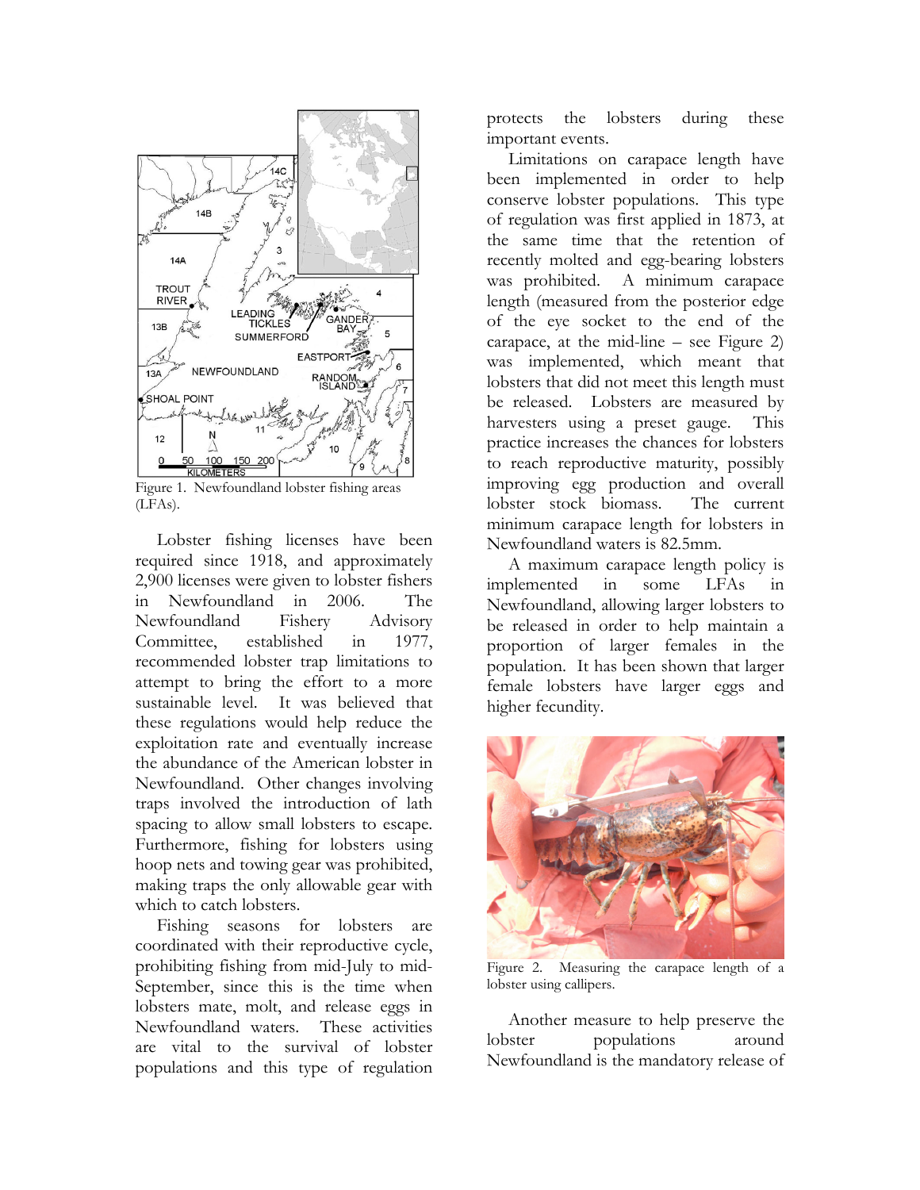Figure 1. Newfoundland lobster fishing areas (LFAs).

Lobster fishing licenses have been required since 1918, and approximately 2,900 licenses were given to lobster fishers in Newfoundland in 2006. The Newfoundland Fishery Advisory Committee, established in 1977, recommended lobster trap limitations to attempt to bring the effort to a more sustainable level. It was believed that these regulations would help reduce the exploitation rate and eventually increase the abundance of the American lobster in Newfoundland. Other changes involving traps involved the introduction of lath spacing to allow small lobsters to escape. Furthermore, fishing for lobsters using hoop nets and towing gear was prohibited, making traps the only allowable gear with which to catch lobsters.

Fishing seasons for lobsters are coordinated with their reproductive cycle, prohibiting fishing from mid-July to mid-September, since this is the time when lobsters mate, molt, and release eggs in Newfoundland waters. These activities are vital to the survival of lobster populations and this type of regulation protects the lobsters during these important events.

Limitations on carapace length have been implemented in order to help conserve lobster populations. This type of regulation was first applied in 1873, at the same time that the retention of recently molted and egg-bearing lobsters was prohibited. A minimum carapace length (measured from the posterior edge of the eye socket to the end of the carapace, at the mid-line – see Figure 2) was implemented, which meant that lobsters that did not meet this length must be released. Lobsters are measured by harvesters using a preset gauge. This practice increases the chances for lobsters to reach reproductive maturity, possibly improving egg production and overall lobster stock biomass. The current minimum carapace length for lobsters in Newfoundland waters is 82.5mm.

A maximum carapace length policy is implemented in some LFAs in Newfoundland, allowing larger lobsters to be released in order to help maintain a proportion of larger females in the population. It has been shown that larger female lobsters have larger eggs and higher fecundity.

Figure 2. Measuring the carapace length of a lobster using callipers.

Another measure to help preserve the lobster populations around Newfoundland is the mandatory release of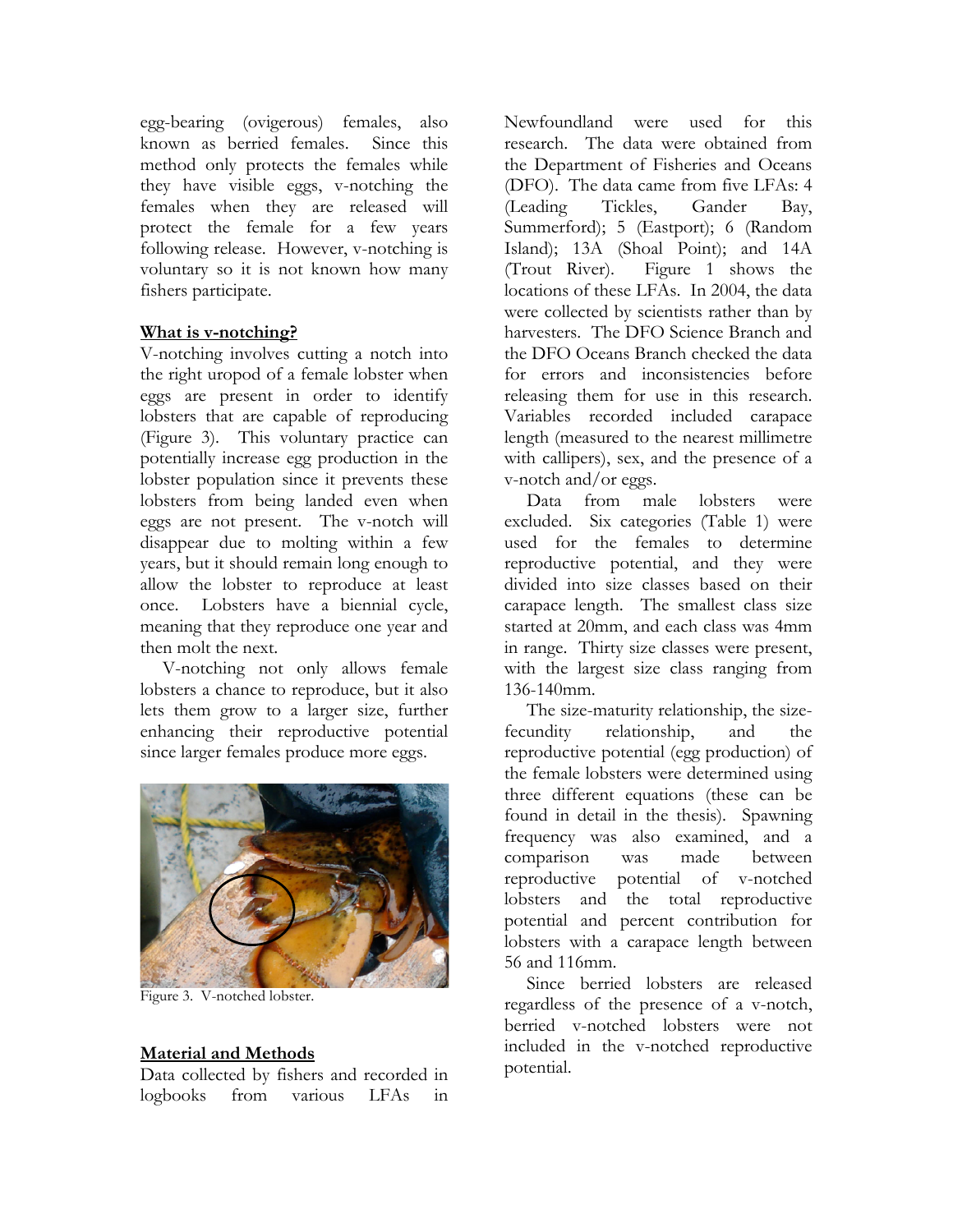egg-bearing (ovigerous) females, also known as berried females. Since this method only protects the females while they have visible eggs, v-notching the females when they are released will protect the female for a few years following release. However, v-notching is voluntary so it is not known how many fishers participate.

## What is v-notching?

V-notching involves cutting a notch into the right uropod of a female lobster when eggs are present in order to identify lobsters that are capable of reproducing (Figure 3). This voluntary practice can potentially increase egg production in the lobster population since it prevents these lobsters from being landed even when eggs are not present. The v-notch will disappear due to molting within a few years, but it should remain long enough to allow the lobster to reproduce at least once. Lobsters have a biennial cycle, meaning that they reproduce one year and then molt the next.

V-notching not only allows female lobsters a chance to reproduce, but it also lets them grow to a larger size, further enhancing their reproductive potential since larger females produce more eggs.

Figure 3. V-notched lobster.

## Material and Methods

Data collected by fishers and recorded in logbooks from various LFAs in Newfoundland were used for this research. The data were obtained from the Department of Fisheries and Oceans (DFO). The data came from five LFAs: 4 (Leading Tickles, Gander Bay, Summerford); 5 (Eastport); 6 (Random Island); 13A (Shoal Point); and 14A (Trout River). Figure 1 shows the locations of these LFAs. In 2004, the data were collected by scientists rather than by harvesters. The DFO Science Branch and the DFO Oceans Branch checked the data for errors and inconsistencies before releasing them for use in this research. Variables recorded included carapace length (measured to the nearest millimetre with callipers), sex, and the presence of a v-notch and/or eggs.

Data from male lobsters were excluded. Six categories (Table 1) were used for the females to determine reproductive potential, and they were divided into size classes based on their carapace length. The smallest class size started at 20mm, and each class was 4mm in range. Thirty size classes were present, with the largest size class ranging from 136-140mm.

The size-maturity relationship, the size-fecundity relationship, and the reproductive potential (egg production) of the female lobsters were determined using three different equations (these can be found in detail in the thesis). Spawning frequency was also examined, and a comparison was made between reproductive potential of v-notched lobsters and the total reproductive potential and percent contribution for lobsters with a carapace length between 56 and 116mm.

Since berried lobsters are released regardless of the presence of a v-notch, berried v-notched lobsters were not included in the v-notched reproductive potential.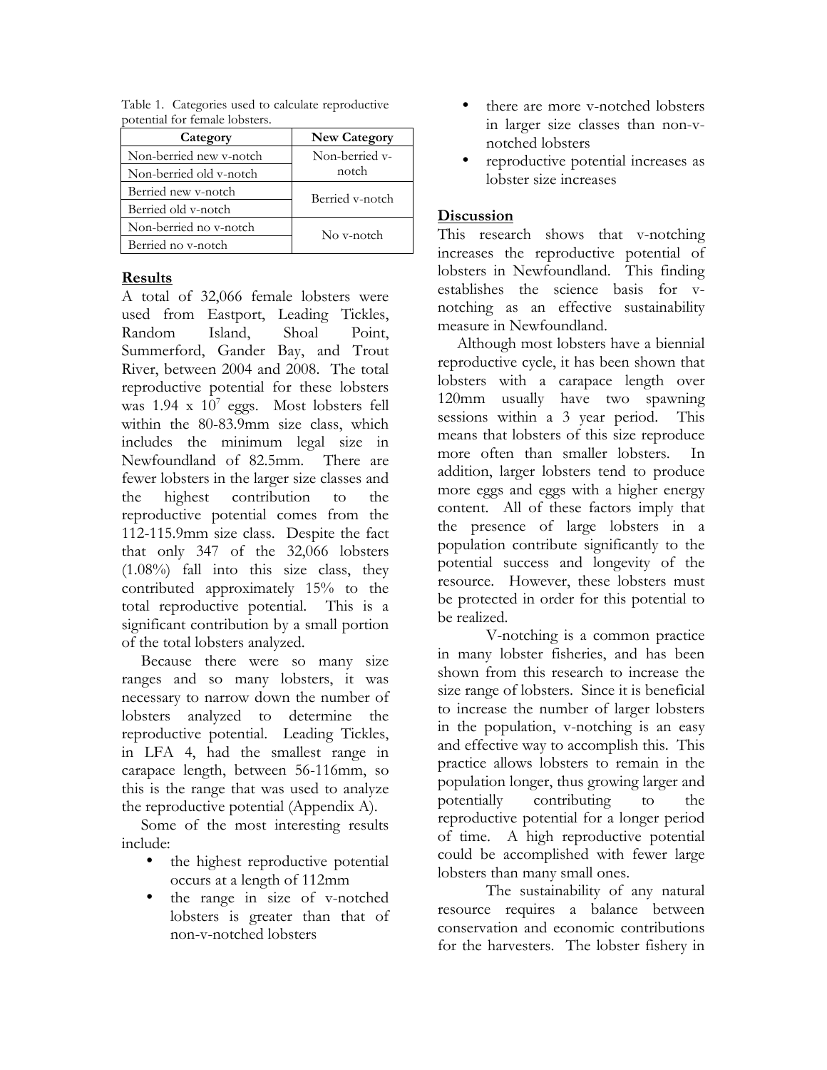Table 1. Categories used to calculate reproductive potential for female lobsters.

| Category | New Category |
|---|---|
| Non-berried new v-notch | Non-berried v-notch |
| Non-berried old v-notch | |
| Berried new v-notch | Berried v-notch |
| Berried old v-notch | |
| Non-berried no v-notch | No v-notch |
| Berried no v-notch | |

## Results

A total of 32,066 female lobsters were used from Eastport, Leading Tickles, Random Island, Shoal Point, Summerford, Gander Bay, and Trout River, between 2004 and 2008. The total reproductive potential for these lobsters was $1.94 \times 10^7$ eggs. Most lobsters fell within the 80-83.9mm size class, which includes the minimum legal size in Newfoundland of 82.5mm. There are fewer lobsters in the larger size classes and the highest contribution to the reproductive potential comes from the 112-115.9mm size class. Despite the fact that only 347 of the 32,066 lobsters (1.08%) fall into this size class, they contributed approximately 15% to the total reproductive potential. This is a significant contribution by a small portion of the total lobsters analyzed.

Because there were so many size ranges and so many lobsters, it was necessary to narrow down the number of lobsters analyzed to determine the reproductive potential. Leading Tickles, in LFA 4, had the smallest range in carapace length, between 56-116mm, so this is the range that was used to analyze the reproductive potential (Appendix A).

Some of the most interesting results include:

- the highest reproductive potential occurs at a length of 112mm
- the range in size of v-notched lobsters is greater than that of non-v-notched lobsters
- there are more v-notched lobsters in larger size classes than non-v-notched lobsters
- reproductive potential increases as lobster size increases

## Discussion

This research shows that v-notching increases the reproductive potential of lobsters in Newfoundland. This finding establishes the science basis for v-notching as an effective sustainability measure in Newfoundland.

Although most lobsters have a biennial reproductive cycle, it has been shown that lobsters with a carapace length over 120mm usually have two spawning sessions within a 3 year period. This means that lobsters of this size reproduce more often than smaller lobsters. In addition, larger lobsters tend to produce more eggs and eggs with a higher energy content. All of these factors imply that the presence of large lobsters in a population contribute significantly to the potential success and longevity of the resource. However, these lobsters must be protected in order for this potential to be realized.

V-notching is a common practice in many lobster fisheries, and has been shown from this research to increase the size range of lobsters. Since it is beneficial to increase the number of larger lobsters in the population, v-notching is an easy and effective way to accomplish this. This practice allows lobsters to remain in the population longer, thus growing larger and potentially contributing to the reproductive potential for a longer period of time. A high reproductive potential could be accomplished with fewer large lobsters than many small ones.

The sustainability of any natural resource requires a balance between conservation and economic contributions for the harvesters. The lobster fishery in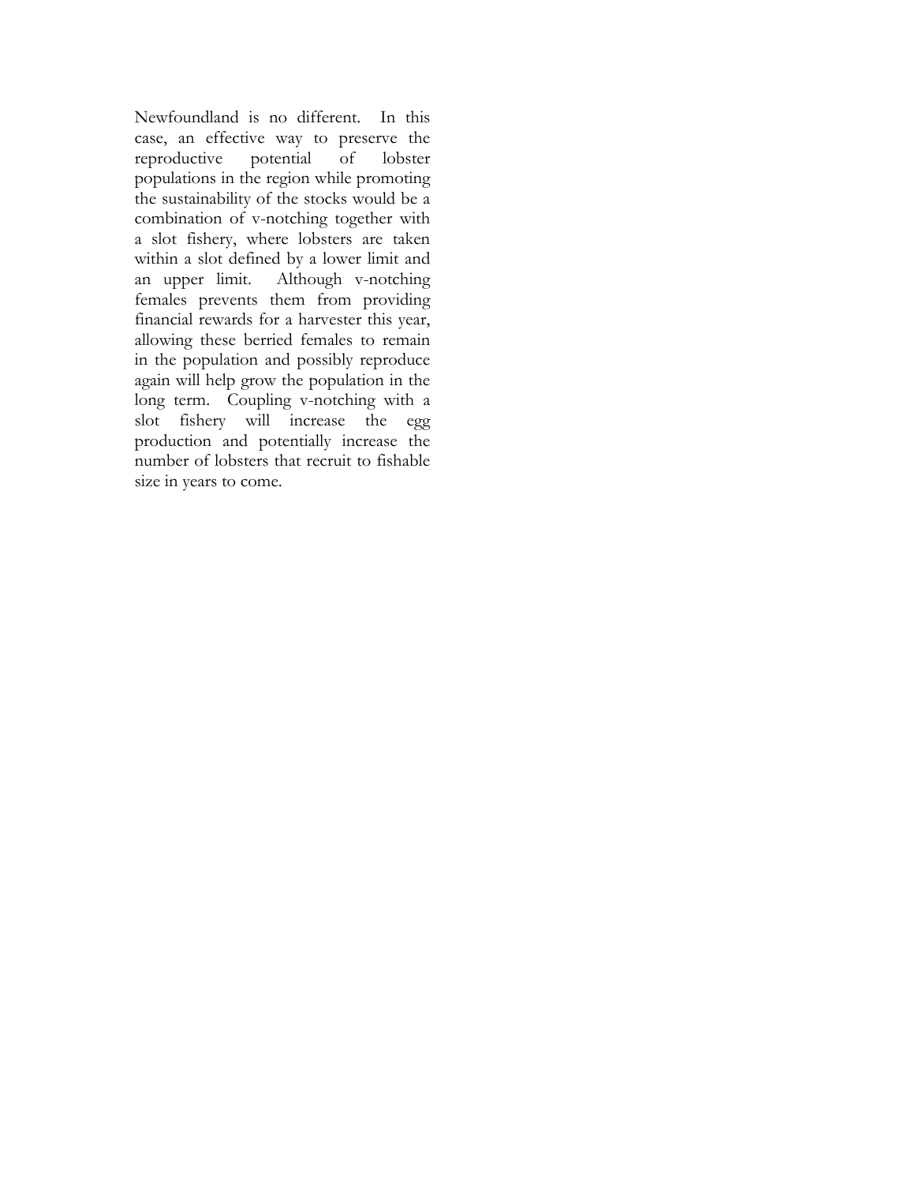Newfoundland is no different. In this case, an effective way to preserve the reproductive potential of lobster populations in the region while promoting the sustainability of the stocks would be a combination of v-notching together with a slot fishery, where lobsters are taken within a slot defined by a lower limit and an upper limit. Although v-notching females prevents them from providing financial rewards for a harvester this year, allowing these berried females to remain in the population and possibly reproduce again will help grow the population in the long term. Coupling v-notching with a slot fishery will increase the egg production and potentially increase the number of lobsters that recruit to fishable size in years to come.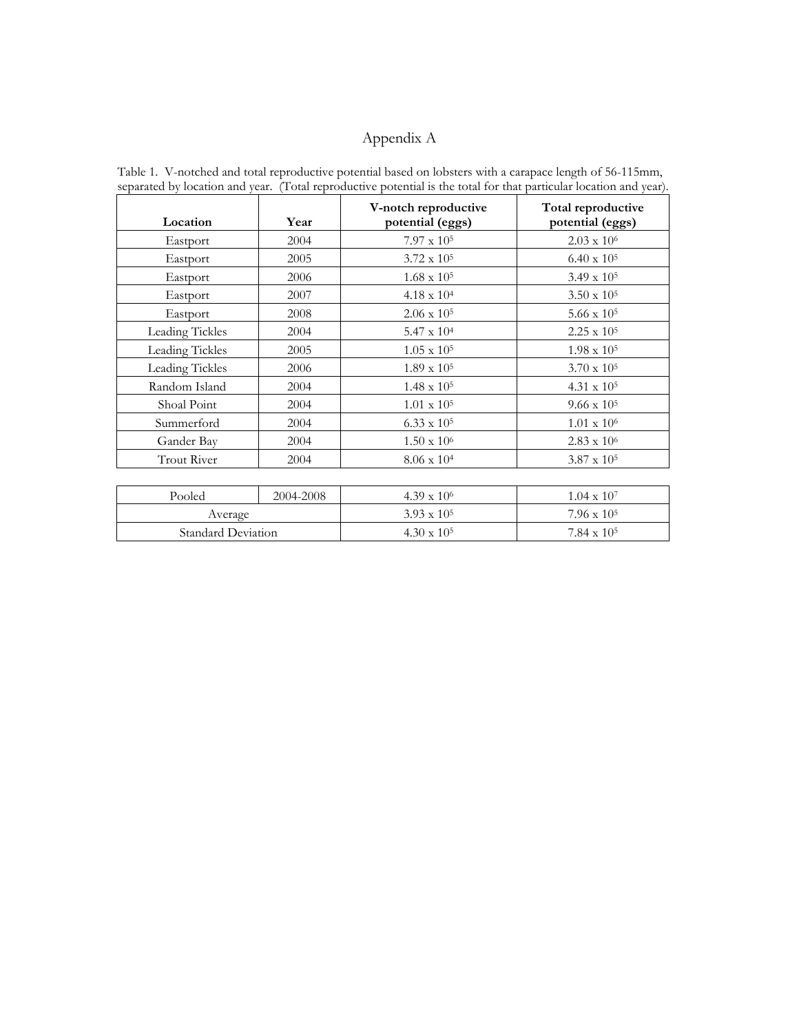# Appendix A

Table 1. V-notched and total reproductive potential based on lobsters with a carapace length of 56-115mm, separated by location and year. (Total reproductive potential is the total for that particular location and year).

| Location | Year | V-notch reproductive potential (eggs) | Total reproductive potential (eggs) |
|---|---|---|---|
| Eastport | 2004 | $7.97 \times 10^5$ | $2.03 \times 10^6$ |
| Eastport | 2005 | $3.72 \times 10^5$ | $6.40 \times 10^5$ |
| Eastport | 2006 | $1.68 \times 10^5$ | $3.49 \times 10^5$ |
| Eastport | 2007 | $4.18 \times 10^4$ | $3.50 \times 10^5$ |
| Eastport | 2008 | $2.06 \times 10^5$ | $5.66 \times 10^5$ |
| Leading Tickles | 2004 | $5.47 \times 10^4$ | $2.25 \times 10^5$ |
| Leading Tickles | 2005 | $1.05 \times 10^5$ | $1.98 \times 10^5$ |
| Leading Tickles | 2006 | $1.89 \times 10^5$ | $3.70 \times 10^5$ |
| Random Island | 2004 | $1.48 \times 10^5$ | $4.31 \times 10^5$ |
| Shoal Point | 2004 | $1.01 \times 10^5$ | $9.66 \times 10^5$ |
| Summerford | 2004 | $6.33 \times 10^5$ | $1.01 \times 10^6$ |
| Gander Bay | 2004 | $1.50 \times 10^6$ | $2.83 \times 10^6$ |
| Trout River | 2004 | $8.06 \times 10^4$ | $3.87 \times 10^5$ |
| Pooled | 2004-2008 | $4.39 \times 10^6$ | $1.04 \times 10^7$ |
| Average | | $3.93 \times 10^5$ | $7.96 \times 10^5$ |
| Standard Deviation | | $4.30 \times 10^5$ | $7.84 \times 10^5$ |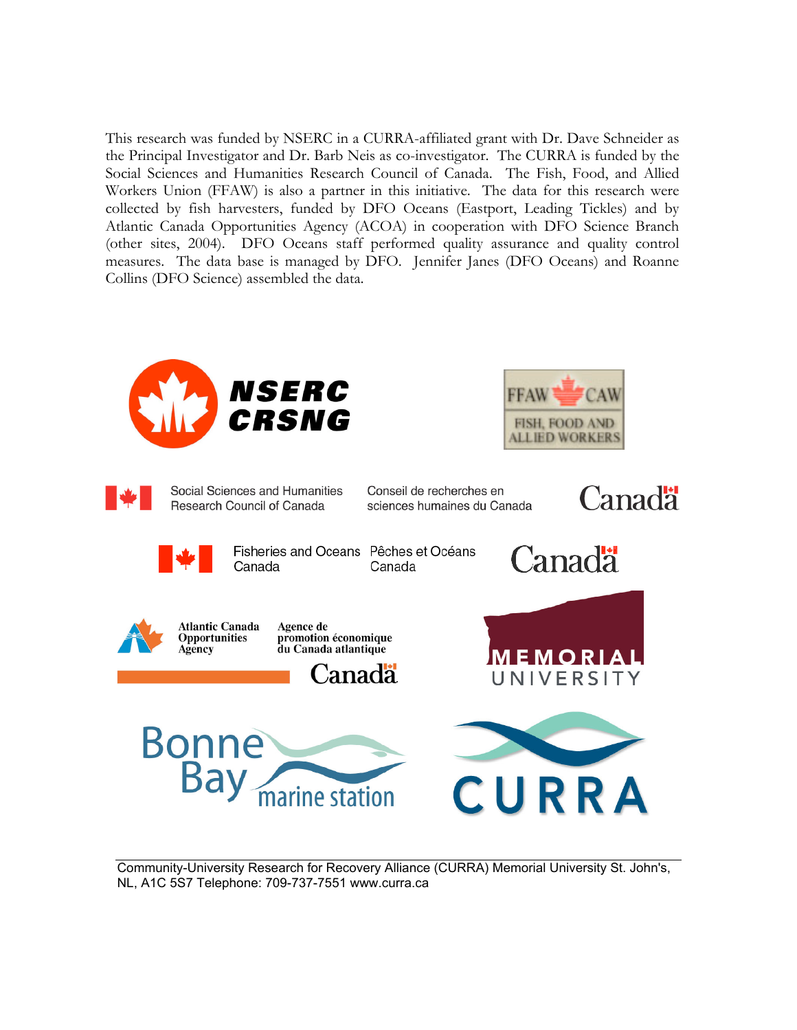This research was funded by NSERC in a CURRA-affiliated grant with Dr. Dave Schneider as the Principal Investigator and Dr. Barb Neis as co-investigator. The CURRA is funded by the Social Sciences and Humanities Research Council of Canada. The Fish, Food, and Allied Workers Union (FFAW) is also a partner in this initiative. The data for this research were collected by fish harvesters, funded by DFO Oceans (Eastport, Leading Tickles) and by Atlantic Canada Opportunities Agency (ACOA) in cooperation with DFO Science Branch (other sites, 2004). DFO Oceans staff performed quality assurance and quality control measures. The data base is managed by DFO. Jennifer Janes (DFO Oceans) and Roanne Collins (DFO Science) assembled the data.

NSERC CRSNG

FFAW CAW FISH, FOOD AND ALLIED WORKERS

Social Sciences and Humanities Research Council of Canada | Conseil de recherches en sciences humaines du Canada | Canada

Fisheries and Oceans Canada | Pêches et Océans Canada | Canada

Atlantic Canada Opportunities Agency | Agence de promotion économique du Canada atlantique | Canada

MEMORIAL UNIVERSITY

Bonne Bay marine station

CURRA

Community-University Research for Recovery Alliance (CURRA) Memorial University St. John's, NL, A1C 5S7 Telephone: 709-737-7551 www.curra.ca